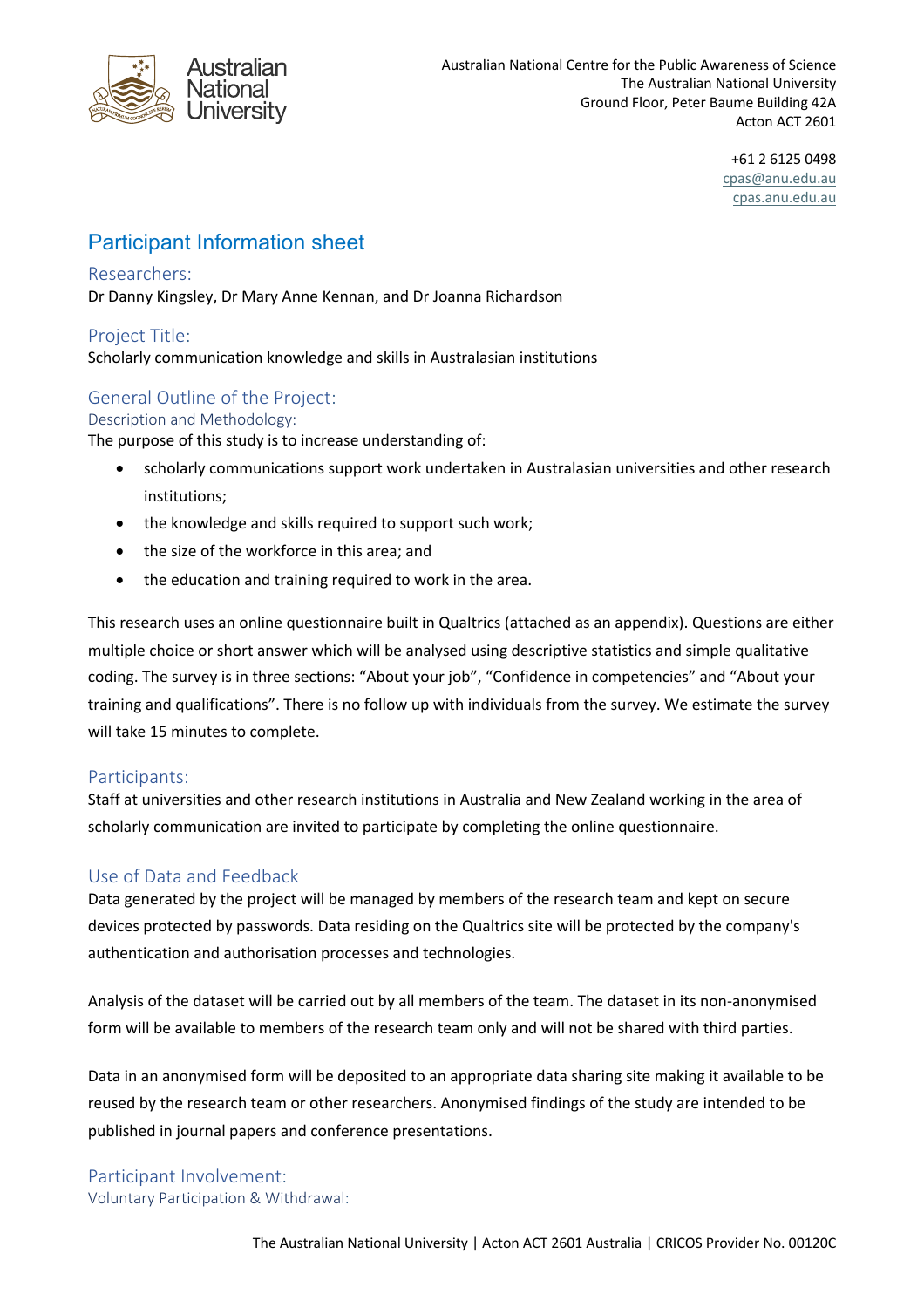Australian National University

Australian National Centre for the Public Awareness of Science
The Australian National University
Ground Floor, Peter Baume Building 42A
Acton ACT 2601

+61 2 6125 0498
cpas@anu.edu.au
cpas.anu.edu.au

# Participant Information sheet

## Researchers:

Dr Danny Kingsley, Dr Mary Anne Kennan, and Dr Joanna Richardson

## Project Title:

Scholarly communication knowledge and skills in Australasian institutions

## General Outline of the Project:

### Description and Methodology:

The purpose of this study is to increase understanding of:

- scholarly communications support work undertaken in Australasian universities and other research institutions;
- the knowledge and skills required to support such work;
- the size of the workforce in this area; and
- the education and training required to work in the area.

This research uses an online questionnaire built in Qualtrics (attached as an appendix). Questions are either multiple choice or short answer which will be analysed using descriptive statistics and simple qualitative coding. The survey is in three sections: "About your job", "Confidence in competencies" and "About your training and qualifications". There is no follow up with individuals from the survey. We estimate the survey will take 15 minutes to complete.

## Participants:

Staff at universities and other research institutions in Australia and New Zealand working in the area of scholarly communication are invited to participate by completing the online questionnaire.

## Use of Data and Feedback

Data generated by the project will be managed by members of the research team and kept on secure devices protected by passwords. Data residing on the Qualtrics site will be protected by the company's authentication and authorisation processes and technologies.

Analysis of the dataset will be carried out by all members of the team. The dataset in its non-anonymised form will be available to members of the research team only and will not be shared with third parties.

Data in an anonymised form will be deposited to an appropriate data sharing site making it available to be reused by the research team or other researchers. Anonymised findings of the study are intended to be published in journal papers and conference presentations.

## Participant Involvement:

### Voluntary Participation & Withdrawal: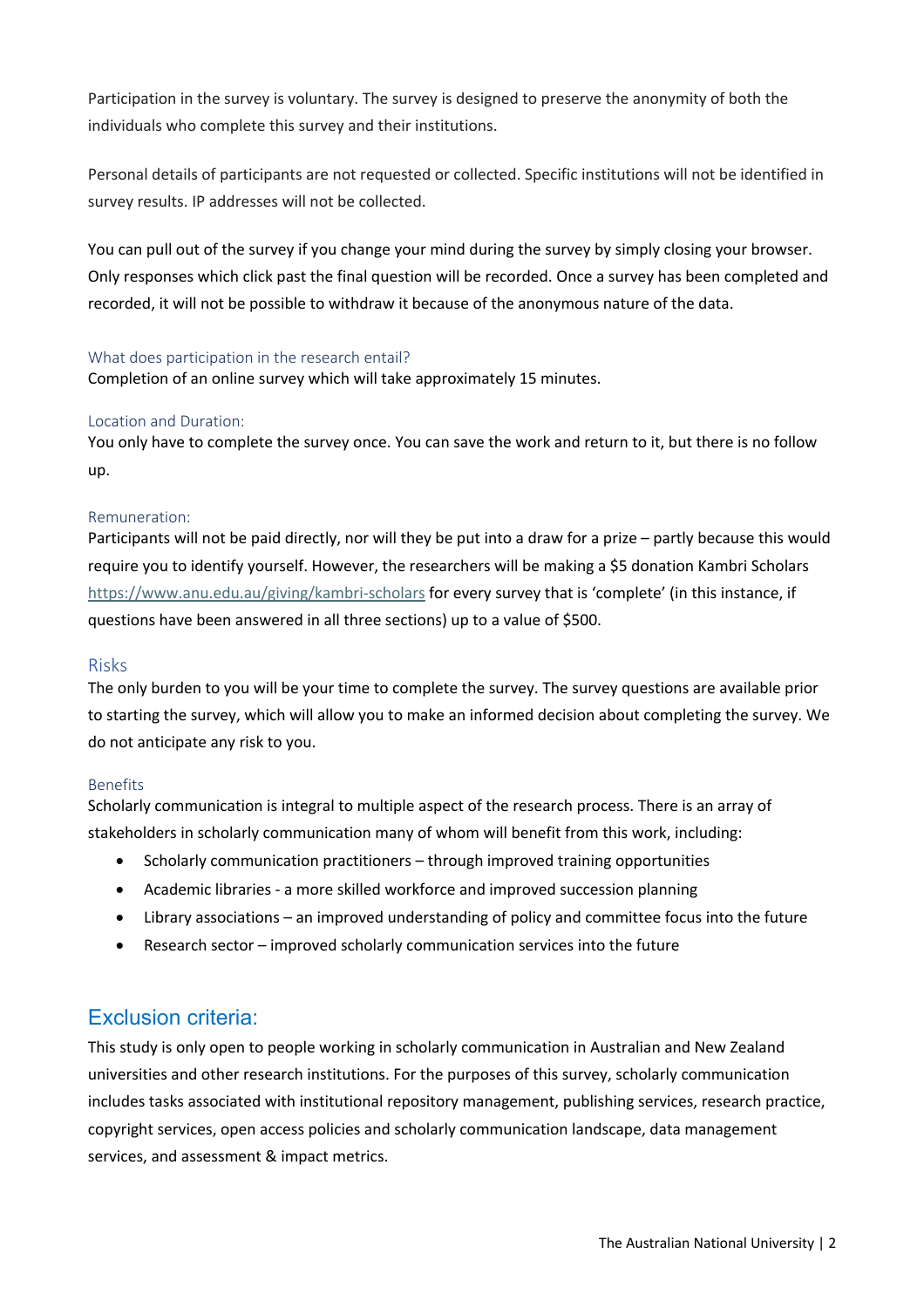Participation in the survey is voluntary. The survey is designed to preserve the anonymity of both the individuals who complete this survey and their institutions.

Personal details of participants are not requested or collected. Specific institutions will not be identified in survey results. IP addresses will not be collected.

You can pull out of the survey if you change your mind during the survey by simply closing your browser. Only responses which click past the final question will be recorded. Once a survey has been completed and recorded, it will not be possible to withdraw it because of the anonymous nature of the data.

### What does participation in the research entail?

Completion of an online survey which will take approximately 15 minutes.

### Location and Duration:

You only have to complete the survey once. You can save the work and return to it, but there is no follow up.

### Remuneration:

Participants will not be paid directly, nor will they be put into a draw for a prize – partly because this would require you to identify yourself. However, the researchers will be making a $5 donation Kambri Scholars https://www.anu.edu.au/giving/kambri-scholars for every survey that is 'complete' (in this instance, if questions have been answered in all three sections) up to a value of $500.

### Risks

The only burden to you will be your time to complete the survey. The survey questions are available prior to starting the survey, which will allow you to make an informed decision about completing the survey. We do not anticipate any risk to you.

### Benefits

Scholarly communication is integral to multiple aspect of the research process. There is an array of stakeholders in scholarly communication many of whom will benefit from this work, including:

- Scholarly communication practitioners – through improved training opportunities
- Academic libraries - a more skilled workforce and improved succession planning
- Library associations – an improved understanding of policy and committee focus into the future
- Research sector – improved scholarly communication services into the future

## Exclusion criteria:

This study is only open to people working in scholarly communication in Australian and New Zealand universities and other research institutions. For the purposes of this survey, scholarly communication includes tasks associated with institutional repository management, publishing services, research practice, copyright services, open access policies and scholarly communication landscape, data management services, and assessment & impact metrics.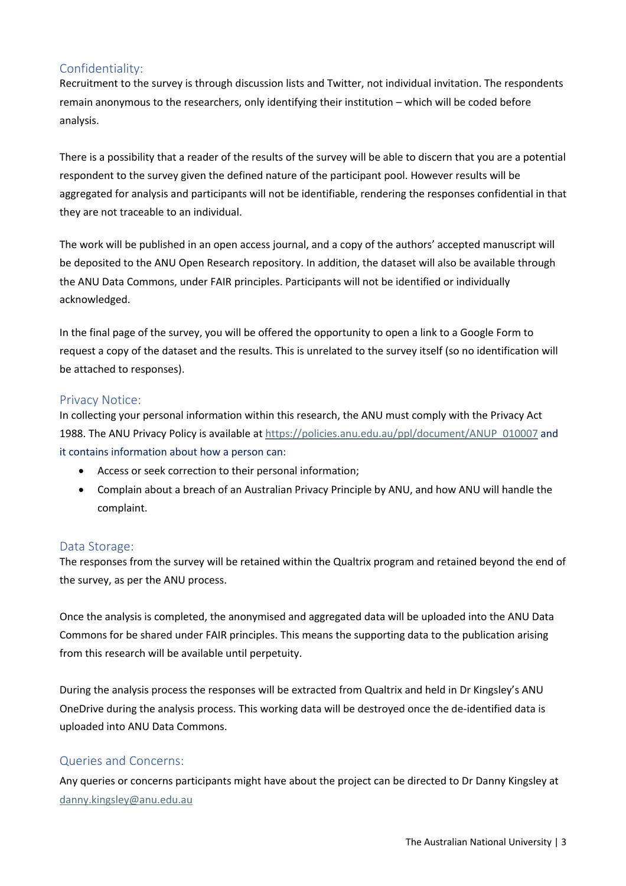## Confidentiality:

Recruitment to the survey is through discussion lists and Twitter, not individual invitation. The respondents remain anonymous to the researchers, only identifying their institution – which will be coded before analysis.

There is a possibility that a reader of the results of the survey will be able to discern that you are a potential respondent to the survey given the defined nature of the participant pool. However results will be aggregated for analysis and participants will not be identifiable, rendering the responses confidential in that they are not traceable to an individual.

The work will be published in an open access journal, and a copy of the authors' accepted manuscript will be deposited to the ANU Open Research repository. In addition, the dataset will also be available through the ANU Data Commons, under FAIR principles. Participants will not be identified or individually acknowledged.

In the final page of the survey, you will be offered the opportunity to open a link to a Google Form to request a copy of the dataset and the results. This is unrelated to the survey itself (so no identification will be attached to responses).

## Privacy Notice:

In collecting your personal information within this research, the ANU must comply with the Privacy Act 1988. The ANU Privacy Policy is available at https://policies.anu.edu.au/ppl/document/ANUP_010007 and it contains information about how a person can:

- Access or seek correction to their personal information;
- Complain about a breach of an Australian Privacy Principle by ANU, and how ANU will handle the complaint.

## Data Storage:

The responses from the survey will be retained within the Qualtrix program and retained beyond the end of the survey, as per the ANU process.

Once the analysis is completed, the anonymised and aggregated data will be uploaded into the ANU Data Commons for be shared under FAIR principles. This means the supporting data to the publication arising from this research will be available until perpetuity.

During the analysis process the responses will be extracted from Qualtrix and held in Dr Kingsley's ANU OneDrive during the analysis process. This working data will be destroyed once the de-identified data is uploaded into ANU Data Commons.

## Queries and Concerns:

Any queries or concerns participants might have about the project can be directed to Dr Danny Kingsley at danny.kingsley@anu.edu.au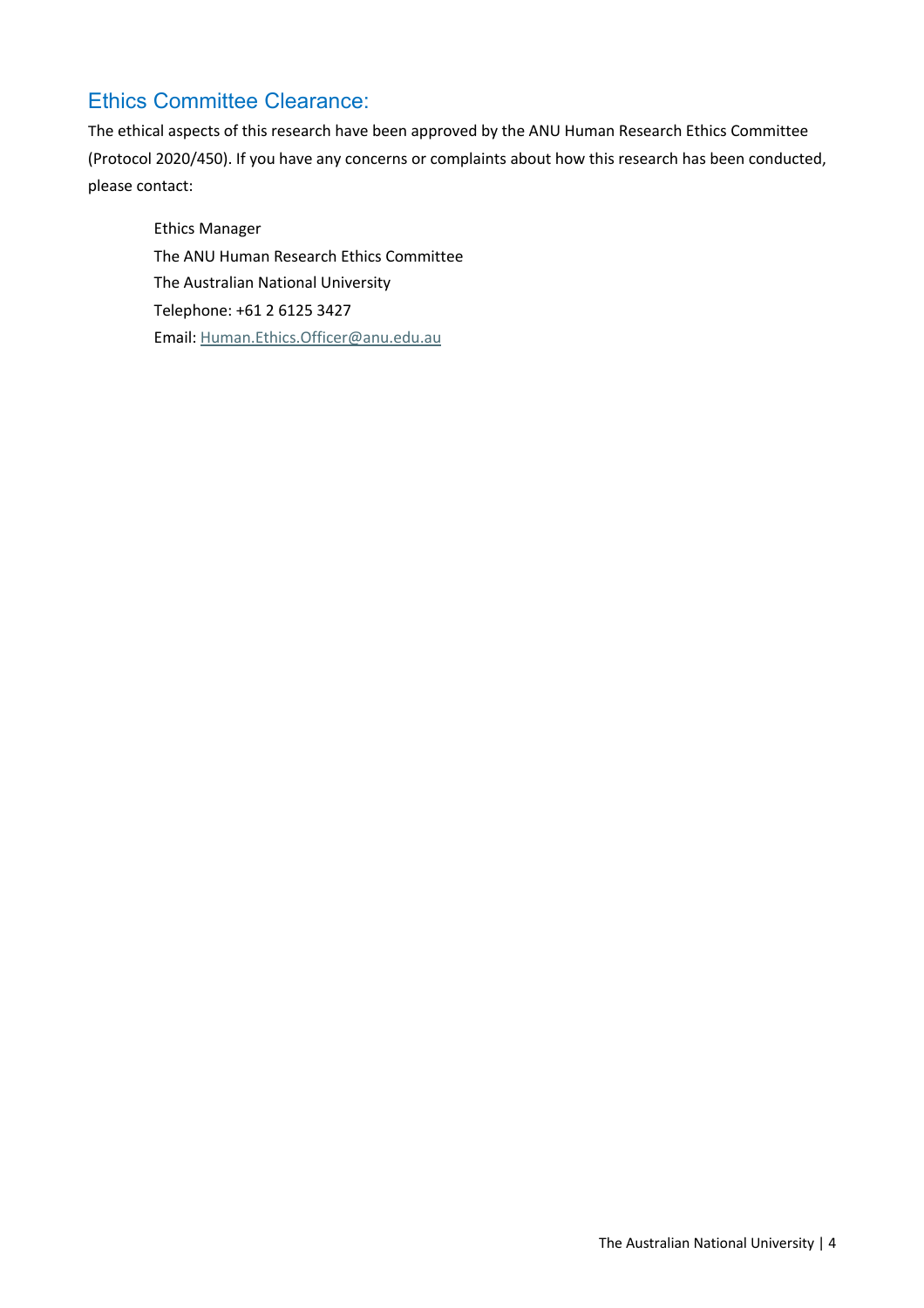## Ethics Committee Clearance:

The ethical aspects of this research have been approved by the ANU Human Research Ethics Committee (Protocol 2020/450). If you have any concerns or complaints about how this research has been conducted, please contact:

Ethics Manager
The ANU Human Research Ethics Committee
The Australian National University
Telephone: +61 2 6125 3427
Email: Human.Ethics.Officer@anu.edu.au